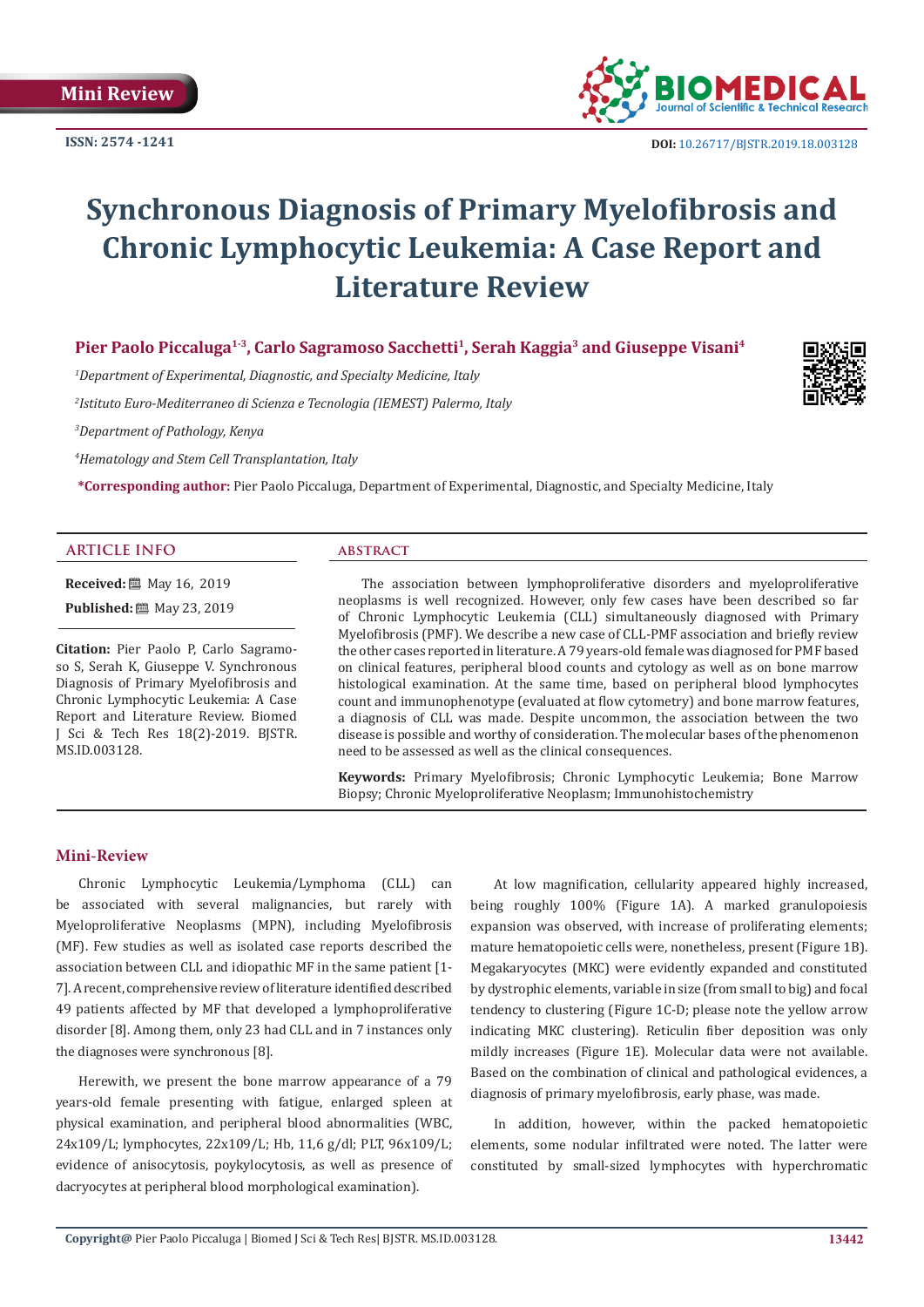Mini Review

ISSN: 2574 -1241

DOI: 10.26717/BJSTR.2019.18.003128

# Synchronous Diagnosis of Primary Myelofibrosis and Chronic Lymphocytic Leukemia: A Case Report and Literature Review

**Pier Paolo Piccaluga[1-3], Carlo Sagramoso Sacchetti[1], Serah Kaggia[3] and Giuseppe Visani[4]**

[1]*Department of Experimental, Diagnostic, and Specialty Medicine, Italy*

[2]*Istituto Euro-Mediterraneo di Scienza e Tecnologia (IEMEST) Palermo, Italy*

[3]*Department of Pathology, Kenya*

[4]*Hematology and Stem Cell Transplantation, Italy*

**\*Corresponding author:** Pier Paolo Piccaluga, Department of Experimental, Diagnostic, and Specialty Medicine, Italy

## ARTICLE INFO

**Received:** May 16, 2019

**Published:** May 23, 2019

**Citation:** Pier Paolo P, Carlo Sagramoso S, Serah K, Giuseppe V. Synchronous Diagnosis of Primary Myelofibrosis and Chronic Lymphocytic Leukemia: A Case Report and Literature Review. Biomed J Sci & Tech Res 18(2)-2019. BJSTR. MS.ID.003128.

## ABSTRACT

The association between lymphoproliferative disorders and myeloproliferative neoplasms is well recognized. However, only few cases have been described so far of Chronic Lymphocytic Leukemia (CLL) simultaneously diagnosed with Primary Myelofibrosis (PMF). We describe a new case of CLL-PMF association and briefly review the other cases reported in literature. A 79 years-old female was diagnosed for PMF based on clinical features, peripheral blood counts and cytology as well as on bone marrow histological examination. At the same time, based on peripheral blood lymphocytes count and immunophenotype (evaluated at flow cytometry) and bone marrow features, a diagnosis of CLL was made. Despite uncommon, the association between the two disease is possible and worthy of consideration. The molecular bases of the phenomenon need to be assessed as well as the clinical consequences.

**Keywords:** Primary Myelofibrosis; Chronic Lymphocytic Leukemia; Bone Marrow Biopsy; Chronic Myeloproliferative Neoplasm; Immunohistochemistry

## Mini-Review

Chronic Lymphocytic Leukemia/Lymphoma (CLL) can be associated with several malignancies, but rarely with Myeloproliferative Neoplasms (MPN), including Myelofibrosis (MF). Few studies as well as isolated case reports described the association between CLL and idiopathic MF in the same patient [1-7]. A recent, comprehensive review of literature identified described 49 patients affected by MF that developed a lymphoproliferative disorder [8]. Among them, only 23 had CLL and in 7 instances only the diagnoses were synchronous [8].

Herewith, we present the bone marrow appearance of a 79 years-old female presenting with fatigue, enlarged spleen at physical examination, and peripheral blood abnormalities (WBC, 24x109/L; lymphocytes, 22x109/L; Hb, 11,6 g/dl; PLT, 96x109/L; evidence of anisocytosis, poykylocytosis, as well as presence of dacryocytes at peripheral blood morphological examination).

At low magnification, cellularity appeared highly increased, being roughly 100% (Figure 1A). A marked granulopoiesis expansion was observed, with increase of proliferating elements; mature hematopoietic cells were, nonetheless, present (Figure 1B). Megakaryocytes (MKC) were evidently expanded and constituted by dystrophic elements, variable in size (from small to big) and focal tendency to clustering (Figure 1C-D; please note the yellow arrow indicating MKC clustering). Reticulin fiber deposition was only mildly increases (Figure 1E). Molecular data were not available. Based on the combination of clinical and pathological evidences, a diagnosis of primary myelofibrosis, early phase, was made.

In addition, however, within the packed hematopoietic elements, some nodular infiltrated were noted. The latter were constituted by small-sized lymphocytes with hyperchromatic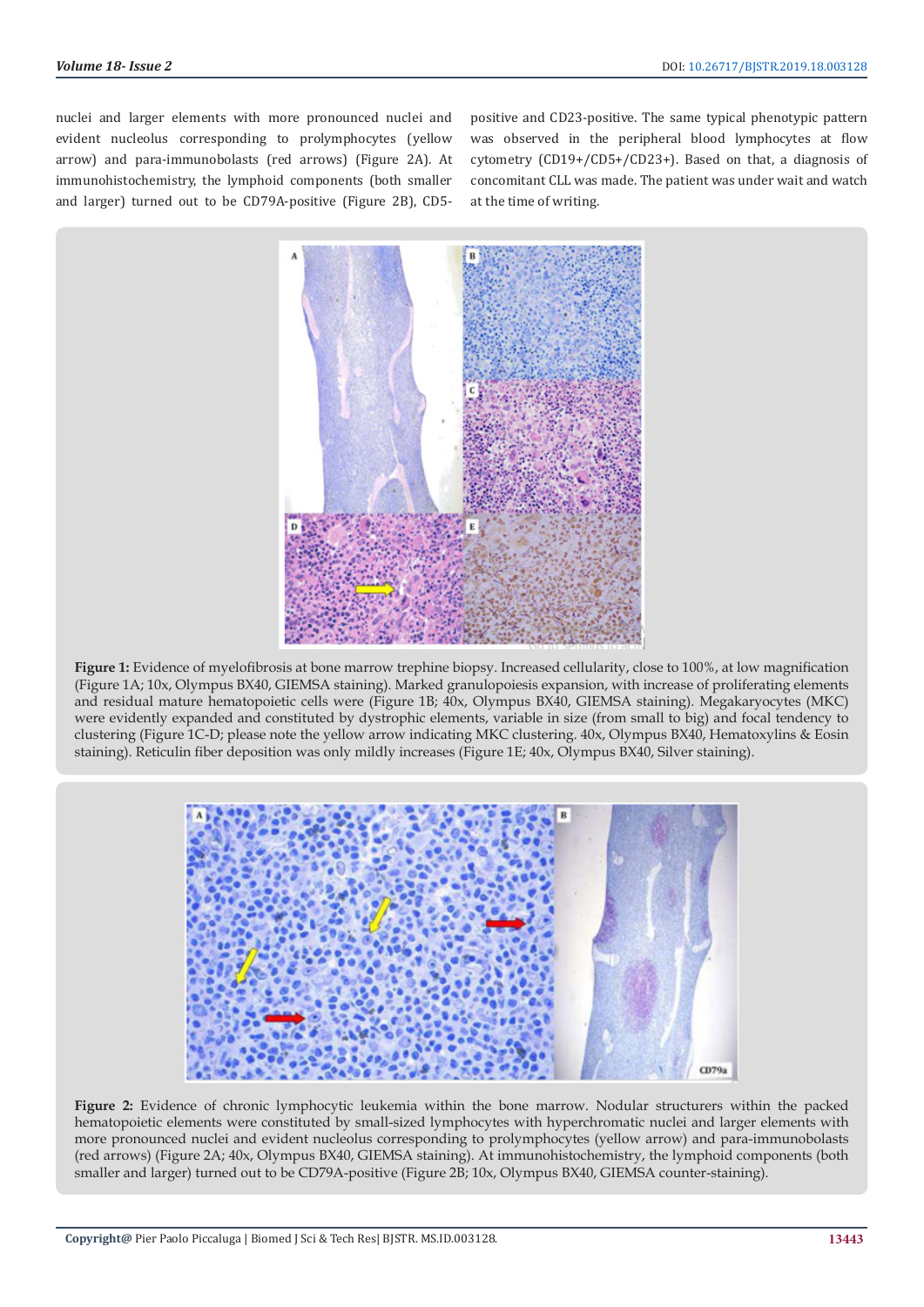nuclei and larger elements with more pronounced nuclei and evident nucleolus corresponding to prolymphocytes (yellow arrow) and para-immunobolasts (red arrows) (Figure 2A). At immunohistochemistry, the lymphoid components (both smaller and larger) turned out to be CD79A-positive (Figure 2B), CD5-positive and CD23-positive. The same typical phenotypic pattern was observed in the peripheral blood lymphocytes at flow cytometry (CD19+/CD5+/CD23+). Based on that, a diagnosis of concomitant CLL was made. The patient was under wait and watch at the time of writing.

**Figure 1:** Evidence of myelofibrosis at bone marrow trephine biopsy. Increased cellularity, close to 100%, at low magnification (Figure 1A; 10x, Olympus BX40, GIEMSA staining). Marked granulopoiesis expansion, with increase of proliferating elements and residual mature hematopoietic cells were (Figure 1B; 40x, Olympus BX40, GIEMSA staining). Megakaryocytes (MKC) were evidently expanded and constituted by dystrophic elements, variable in size (from small to big) and focal tendency to clustering (Figure 1C-D; please note the yellow arrow indicating MKC clustering. 40x, Olympus BX40, Hematoxylins & Eosin staining). Reticulin fiber deposition was only mildly increases (Figure 1E; 40x, Olympus BX40, Silver staining).

**Figure 2:** Evidence of chronic lymphocytic leukemia within the bone marrow. Nodular structurers within the packed hematopoietic elements were constituted by small-sized lymphocytes with hyperchromatic nuclei and larger elements with more pronounced nuclei and evident nucleolus corresponding to prolymphocytes (yellow arrow) and para-immunoblasts (red arrows) (Figure 2A; 40x, Olympus BX40, GIEMSA staining). At immunohistochemistry, the lymphoid components (both smaller and larger) turned out to be CD79A-positive (Figure 2B; 10x, Olympus BX40, GIEMSA counter-staining).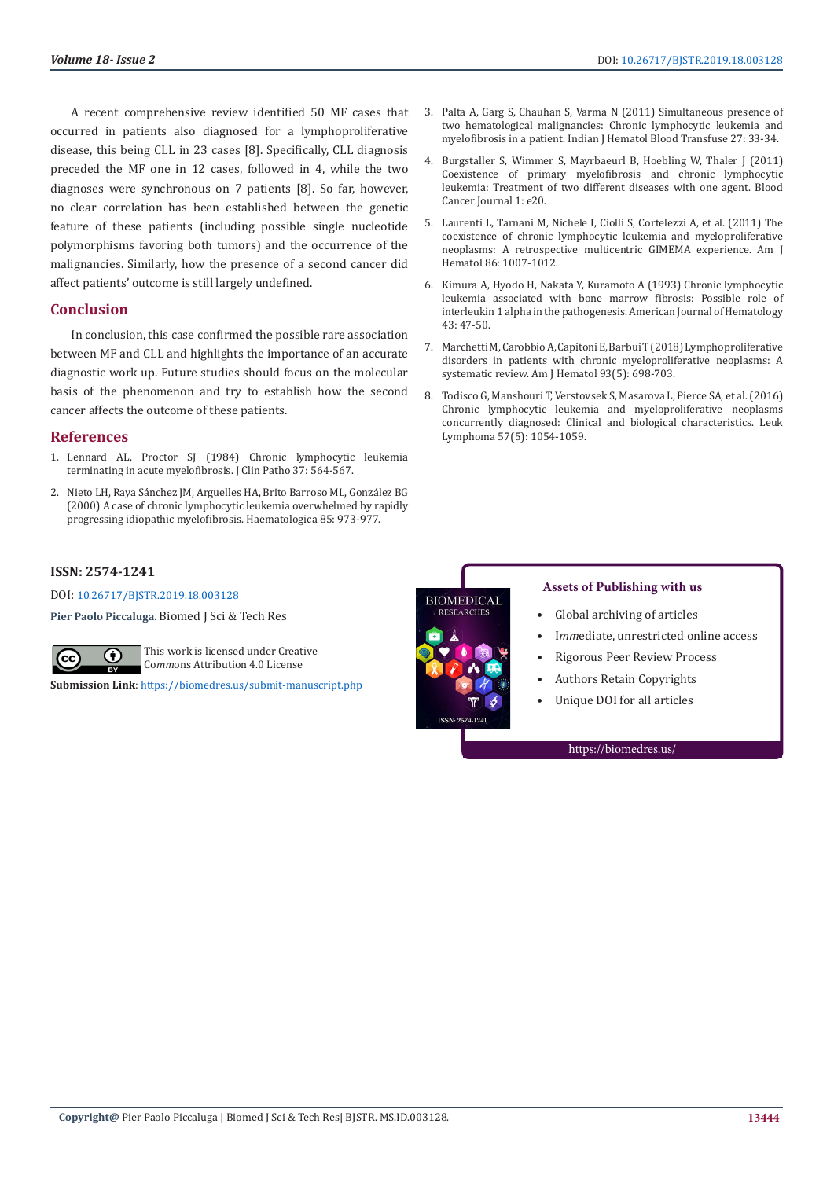A recent comprehensive review identified 50 MF cases that occurred in patients also diagnosed for a lymphoproliferative disease, this being CLL in 23 cases [8]. Specifically, CLL diagnosis preceded the MF one in 12 cases, followed in 4, while the two diagnoses were synchronous on 7 patients [8]. So far, however, no clear correlation has been established between the genetic feature of these patients (including possible single nucleotide polymorphisms favoring both tumors) and the occurrence of the malignancies. Similarly, how the presence of a second cancer did affect patients' outcome is still largely undefined.

## Conclusion

In conclusion, this case confirmed the possible rare association between MF and CLL and highlights the importance of an accurate diagnostic work up. Future studies should focus on the molecular basis of the phenomenon and try to establish how the second cancer affects the outcome of these patients.

## References

1. Lennard AL, Proctor SJ (1984) Chronic lymphocytic leukemia terminating in acute myelofibrosis. J Clin Patho 37: 564-567.
2. Nieto LH, Raya Sánchez JM, Arguelles HA, Brito Barroso ML, González BG (2000) A case of chronic lymphocytic leukemia overwhelmed by rapidly progressing idiopathic myelofibrosis. Haematologica 85: 973-977.
3. Palta A, Garg S, Chauhan S, Varma N (2011) Simultaneous presence of two hematological malignancies: Chronic lymphocytic leukemia and myelofibrosis in a patient. Indian J Hematol Blood Transfuse 27: 33-34.
4. Burgstaller S, Wimmer S, Mayrbaeurl B, Hoebling W, Thaler J (2011) Coexistence of primary myelofibrosis and chronic lymphocytic leukemia: Treatment of two different diseases with one agent. Blood Cancer Journal 1: e20.
5. Laurenti L, Tarnani M, Nichele I, Ciolli S, Cortelezzi A, et al. (2011) The coexistence of chronic lymphocytic leukemia and myeloproliferative neoplasms: A retrospective multicentric GIMEMA experience. Am J Hematol 86: 1007-1012.
6. Kimura A, Hyodo H, Nakata Y, Kuramoto A (1993) Chronic lymphocytic leukemia associated with bone marrow fibrosis: Possible role of interleukin 1 alpha in the pathogenesis. American Journal of Hematology 43: 47-50.
7. Marchetti M, Carobbio A, Capitoni E, Barbui T (2018) Lymphoproliferative disorders in patients with chronic myeloproliferative neoplasms: A systematic review. Am J Hematol 93(5): 698-703.
8. Todisco G, Manshouri T, Verstovsek S, Masarova L, Pierce SA, et al. (2016) Chronic lymphocytic leukemia and myeloproliferative neoplasms concurrently diagnosed: Clinical and biological characteristics. Leuk Lymphoma 57(5): 1054-1059.

**ISSN: 2574-1241**

DOI: 10.26717/BJSTR.2019.18.003128

**Pier Paolo Piccaluga.** Biomed J Sci & Tech Res

This work is licensed under Creative Commons Attribution 4.0 License

**Submission Link**: https://biomedres.us/submit-manuscript.php

**Assets of Publishing with us**

- Global archiving of articles
- Immediate, unrestricted online access
- Rigorous Peer Review Process
- Authors Retain Copyrights
- Unique DOI for all articles

https://biomedres.us/